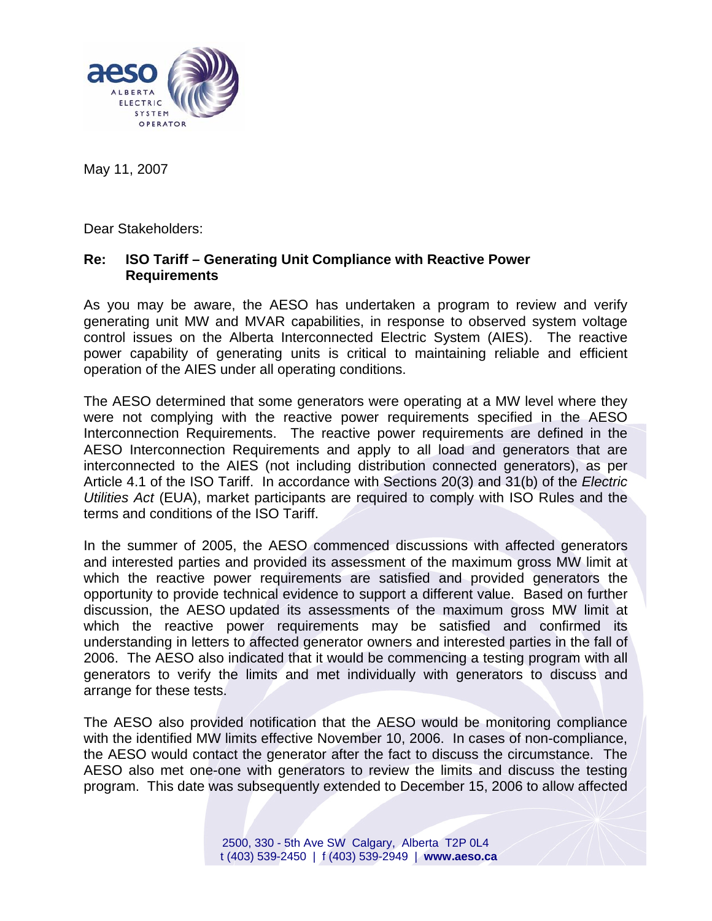May 11, 2007

Dear Stakeholders:

**Re: ISO Tariff – Generating Unit Compliance with Reactive Power Requirements**

As you may be aware, the AESO has undertaken a program to review and verify generating unit MW and MVAR capabilities, in response to observed system voltage control issues on the Alberta Interconnected Electric System (AIES). The reactive power capability of generating units is critical to maintaining reliable and efficient operation of the AIES under all operating conditions.

The AESO determined that some generators were operating at a MW level where they were not complying with the reactive power requirements specified in the AESO Interconnection Requirements. The reactive power requirements are defined in the AESO Interconnection Requirements and apply to all load and generators that are interconnected to the AIES (not including distribution connected generators), as per Article 4.1 of the ISO Tariff. In accordance with Sections 20(3) and 31(b) of the *Electric Utilities Act* (EUA), market participants are required to comply with ISO Rules and the terms and conditions of the ISO Tariff.

In the summer of 2005, the AESO commenced discussions with affected generators and interested parties and provided its assessment of the maximum gross MW limit at which the reactive power requirements are satisfied and provided generators the opportunity to provide technical evidence to support a different value. Based on further discussion, the AESO updated its assessments of the maximum gross MW limit at which the reactive power requirements may be satisfied and confirmed its understanding in letters to affected generator owners and interested parties in the fall of 2006. The AESO also indicated that it would be commencing a testing program with all generators to verify the limits and met individually with generators to discuss and arrange for these tests.

The AESO also provided notification that the AESO would be monitoring compliance with the identified MW limits effective November 10, 2006. In cases of non-compliance, the AESO would contact the generator after the fact to discuss the circumstance. The AESO also met one-one with generators to review the limits and discuss the testing program. This date was subsequently extended to December 15, 2006 to allow affected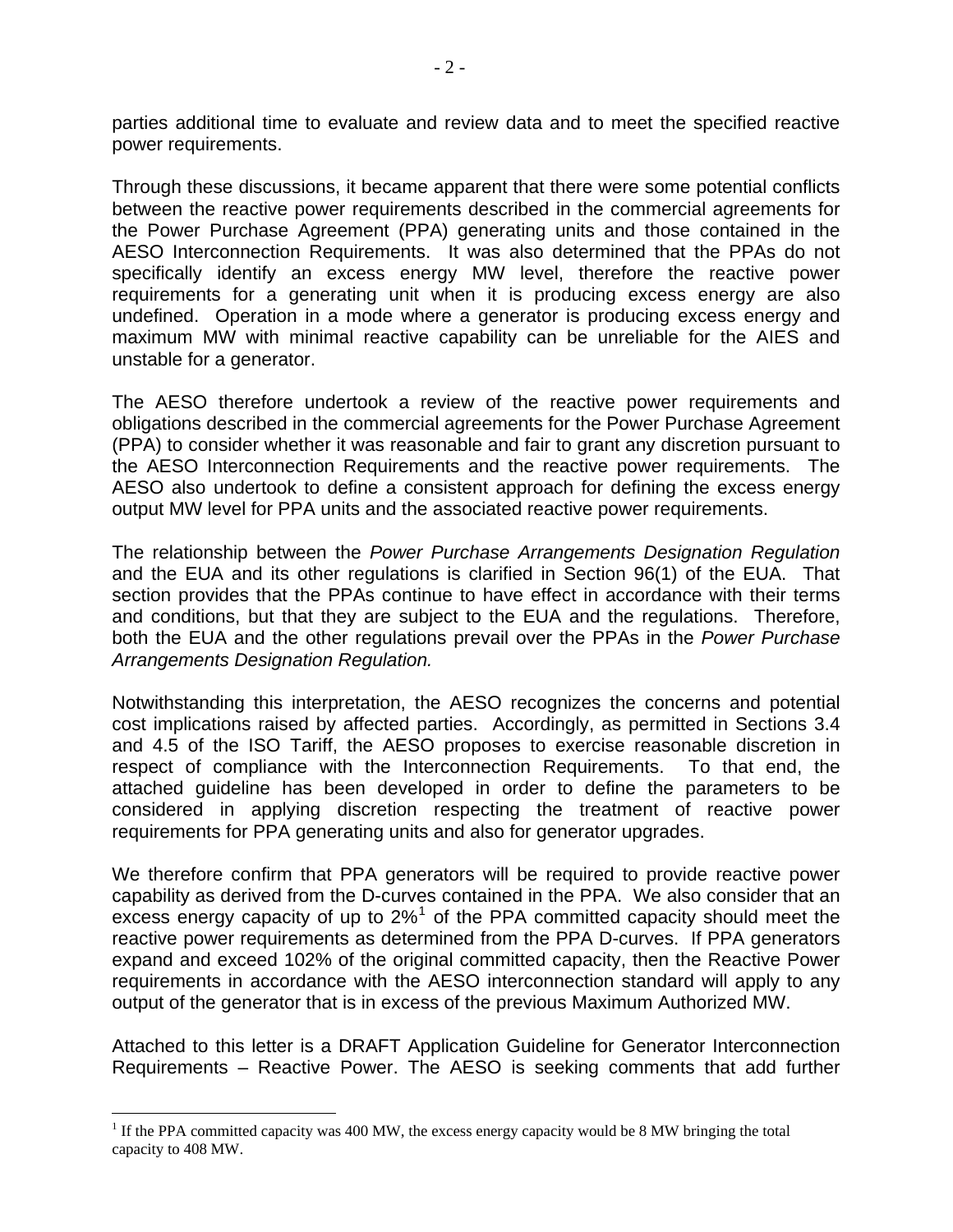parties additional time to evaluate and review data and to meet the specified reactive power requirements.

Through these discussions, it became apparent that there were some potential conflicts between the reactive power requirements described in the commercial agreements for the Power Purchase Agreement (PPA) generating units and those contained in the AESO Interconnection Requirements. It was also determined that the PPAs do not specifically identify an excess energy MW level, therefore the reactive power requirements for a generating unit when it is producing excess energy are also undefined. Operation in a mode where a generator is producing excess energy and maximum MW with minimal reactive capability can be unreliable for the AIES and unstable for a generator.

The AESO therefore undertook a review of the reactive power requirements and obligations described in the commercial agreements for the Power Purchase Agreement (PPA) to consider whether it was reasonable and fair to grant any discretion pursuant to the AESO Interconnection Requirements and the reactive power requirements. The AESO also undertook to define a consistent approach for defining the excess energy output MW level for PPA units and the associated reactive power requirements.

The relationship between the *Power Purchase Arrangements Designation Regulation* and the EUA and its other regulations is clarified in Section 96(1) of the EUA. That section provides that the PPAs continue to have effect in accordance with their terms and conditions, but that they are subject to the EUA and the regulations. Therefore, both the EUA and the other regulations prevail over the PPAs in the *Power Purchase Arrangements Designation Regulation.*

Notwithstanding this interpretation, the AESO recognizes the concerns and potential cost implications raised by affected parties. Accordingly, as permitted in Sections 3.4 and 4.5 of the ISO Tariff, the AESO proposes to exercise reasonable discretion in respect of compliance with the Interconnection Requirements. To that end, the attached guideline has been developed in order to define the parameters to be considered in applying discretion respecting the treatment of reactive power requirements for PPA generating units and also for generator upgrades.

We therefore confirm that PPA generators will be required to provide reactive power capability as derived from the D-curves contained in the PPA. We also consider that an excess energy capacity of up to 2%[1] of the PPA committed capacity should meet the reactive power requirements as determined from the PPA D-curves. If PPA generators expand and exceed 102% of the original committed capacity, then the Reactive Power requirements in accordance with the AESO interconnection standard will apply to any output of the generator that is in excess of the previous Maximum Authorized MW.

Attached to this letter is a DRAFT Application Guideline for Generator Interconnection Requirements – Reactive Power. The AESO is seeking comments that add further

[1] If the PPA committed capacity was 400 MW, the excess energy capacity would be 8 MW bringing the total capacity to 408 MW.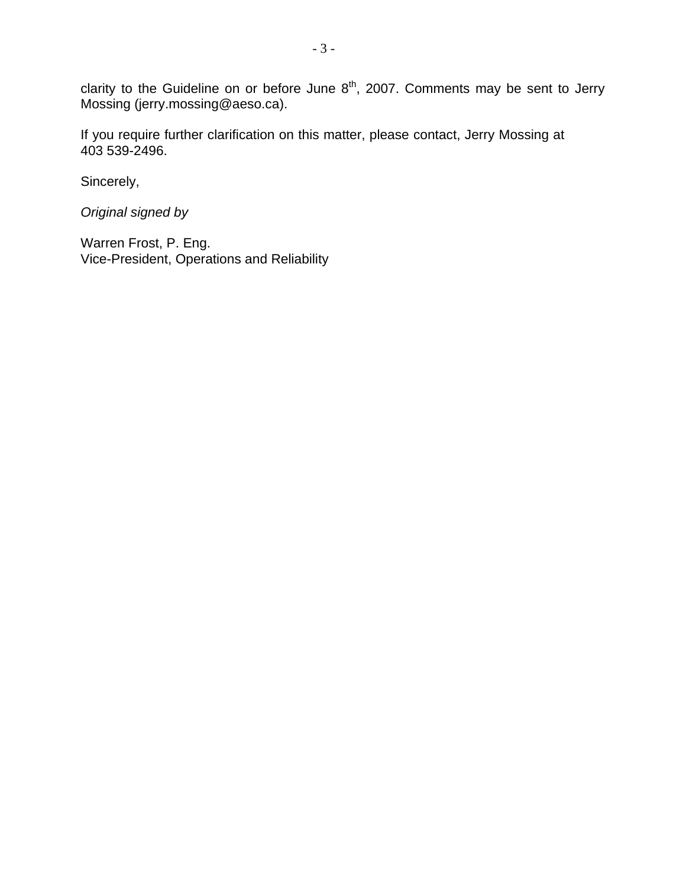clarity to the Guideline on or before June 8th, 2007. Comments may be sent to Jerry Mossing (jerry.mossing@aeso.ca).

If you require further clarification on this matter, please contact, Jerry Mossing at 403 539-2496.

Sincerely,

*Original signed by*

Warren Frost, P. Eng.
Vice-President, Operations and Reliability